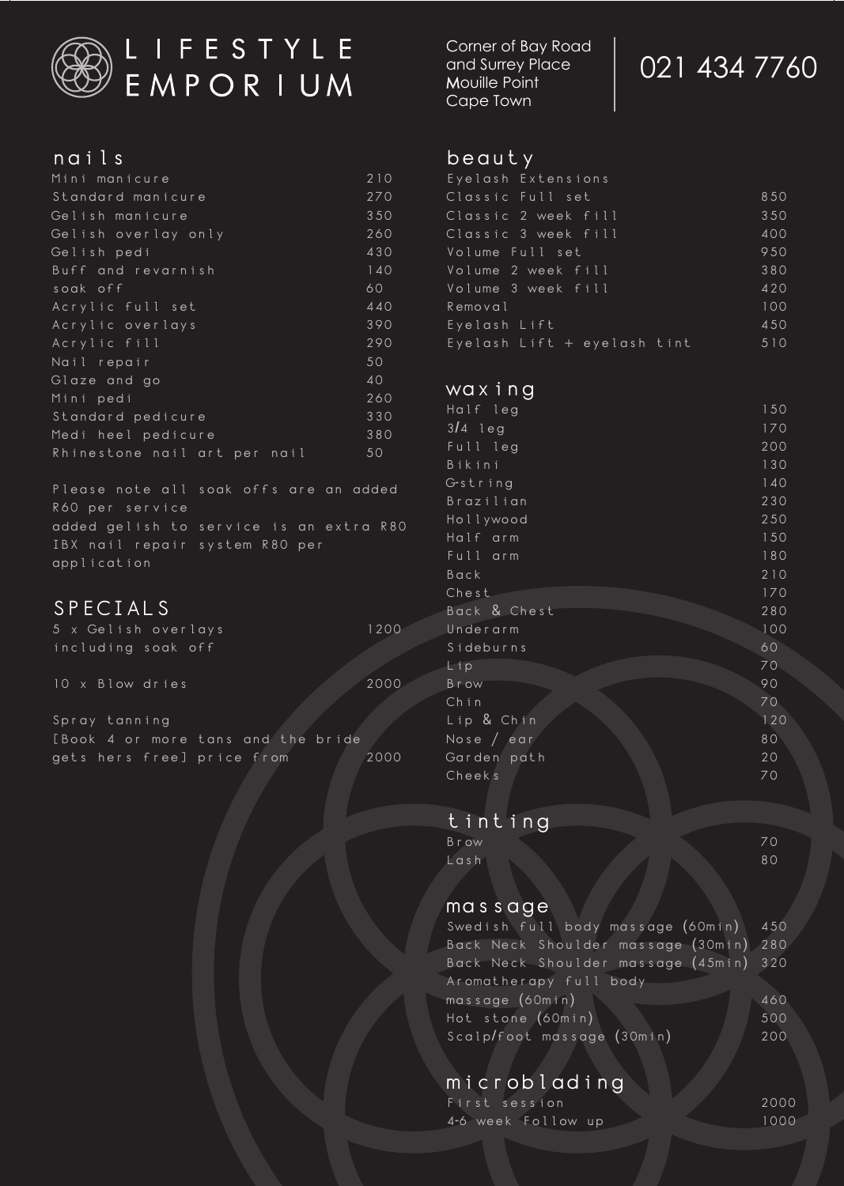# LIFESTYLE EMPORIUM

Corner of Bay Road
and Surrey Place
Mouille Point
Cape Town

021 434 7760

## nails

| Service | Price |
|---|---|
| Mini manicure | 210 |
| Standard manicure | 270 |
| Gelish manicure | 350 |
| Gelish overlay only | 260 |
| Gelish pedi | 430 |
| Buff and revarnish | 140 |
| soak off | 60 |
| Acrylic full set | 440 |
| Acrylic overlays | 390 |
| Acrylic fill | 290 |
| Nail repair | 50 |
| Glaze and go | 40 |
| Mini pedi | 260 |
| Standard pedicure | 330 |
| Medi heel pedicure | 380 |
| Rhinestone nail art per nail | 50 |

Please note all soak offs are an added R60 per service
added gelish to service is an extra R80
IBX nail repair system R80 per application

## SPECIALS

| Service | Price |
|---|---|
| 5 x Gelish overlays including soak off | 1200 |
| 10 x Blow dries | 2000 |
| Spray tanning [Book 4 or more tans and the bride gets hers free] price from | 2000 |

## beauty

| Service | Price |
|---|---|
| Eyelash Extensions | |
| Classic Full set | 850 |
| Classic 2 week fill | 350 |
| Classic 3 week fill | 400 |
| Volume Full set | 950 |
| Volume 2 week fill | 380 |
| Volume 3 week fill | 420 |
| Removal | 100 |
| Eyelash Lift | 450 |
| Eyelash Lift + eyelash tint | 510 |

## waxing

| Service | Price |
|---|---|
| Half leg | 150 |
| 3/4 leg | 170 |
| Full leg | 200 |
| Bikini | 130 |
| G-string | 140 |
| Brazilian | 230 |
| Hollywood | 250 |
| Half arm | 150 |
| Full arm | 180 |
| Back | 210 |
| Chest | 170 |
| Back & Chest | 280 |
| Underarm | 100 |
| Sideburns | 60 |
| Lip | 70 |
| Brow | 90 |
| Chin | 70 |
| Lip & Chin | 120 |
| Nose / ear | 80 |
| Garden path | 20 |
| Cheeks | 70 |

## tinting

| Service | Price |
|---|---|
| Brow | 70 |
| Lash | 80 |

## massage

| Service | Price |
|---|---|
| Swedish full body massage (60min) | 450 |
| Back Neck Shoulder massage (30min) | 280 |
| Back Neck Shoulder massage (45min) | 320 |
| Aromatherapy full body massage (60min) | 460 |
| Hot stone (60min) | 500 |
| Scalp/foot massage (30min) | 200 |

## microblading

| Service | Price |
|---|---|
| First session | 2000 |
| 4-6 week Follow up | 1000 |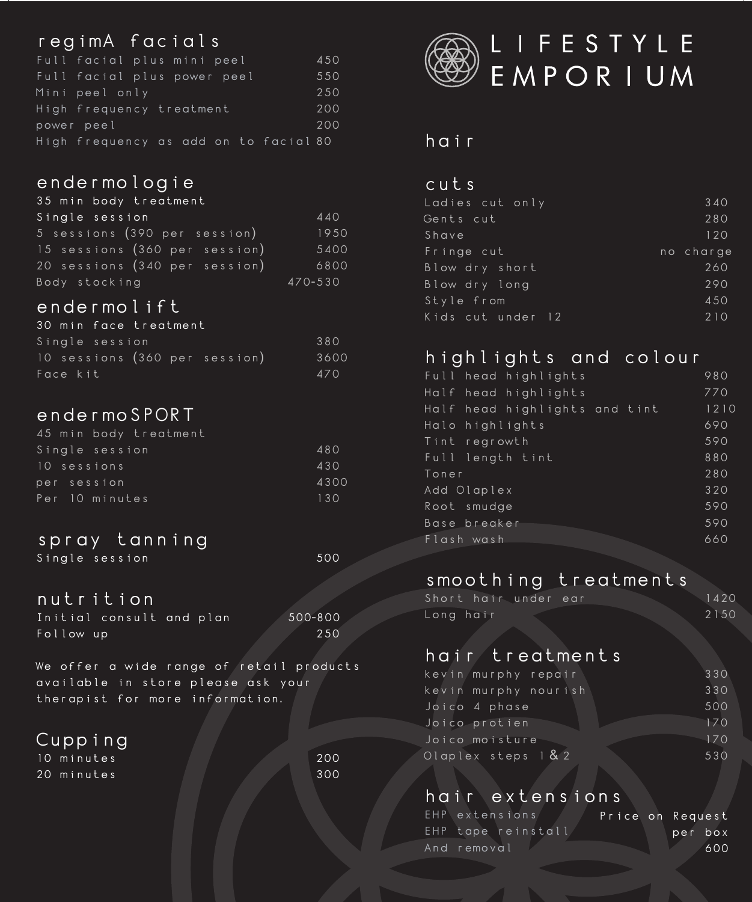## regimA facials

| | |
|---|---|
| Full facial plus mini peel | 450 |
| Full facial plus power peel | 550 |
| Mini peel only | 250 |
| High frequency treatment | 200 |
| power peel | 200 |
| High frequency as add on to facial | 80 |

## endermologie

35 min body treatment

| | |
|---|---|
| Single session | 440 |
| 5 sessions (390 per session) | 1950 |
| 15 sessions (360 per session) | 5400 |
| 20 sessions (340 per session) | 6800 |
| Body stocking | 470-530 |

## endermolift

30 min face treatment

| | |
|---|---|
| Single session | 380 |
| 10 sessions (360 per session) | 3600 |
| Face kit | 470 |

## endermoSPORT

45 min body treatment

| | |
|---|---|
| Single session | 480 |
| 10 sessions | 430 |
| per session | 4300 |
| Per 10 minutes | 130 |

## spray tanning

| | |
|---|---|
| Single session | 500 |

## nutrition

| | |
|---|---|
| Initial consult and plan | 500-800 |
| Follow up | 250 |

We offer a wide range of retail products available in store please ask your therapist for more information.

## Cupping

| | |
|---|---|
| 10 minutes | 200 |
| 20 minutes | 300 |

# LIFESTYLE EMPORIUM

## hair

### cuts

| | |
|---|---|
| Ladies cut only | 340 |
| Gents cut | 280 |
| Shave | 120 |
| Fringe cut | no charge |
| Blow dry short | 260 |
| Blow dry long | 290 |
| Style from | 450 |
| Kids cut under 12 | 210 |

### highlights and colour

| | |
|---|---|
| Full head highlights | 980 |
| Half head highlights | 770 |
| Half head highlights and tint | 1210 |
| Halo highlights | 690 |
| Tint regrowth | 590 |
| Full length tint | 880 |
| Toner | 280 |
| Add Olaplex | 320 |
| Root smudge | 590 |
| Base breaker | 590 |
| Flash wash | 660 |

### smoothing treatments

| | |
|---|---|
| Short hair under ear | 1420 |
| Long hair | 2150 |

### hair treatments

| | |
|---|---|
| kevin murphy repair | 330 |
| kevin murphy nourish | 330 |
| Joico 4 phase | 500 |
| Joico protien | 170 |
| Joico moisture | 170 |
| Olaplex steps 1 & 2 | 530 |

### hair extensions

| | |
|---|---|
| EHP extensions | Price on Request |
| EHP tape reinstall | per box |
| And removal | 600 |